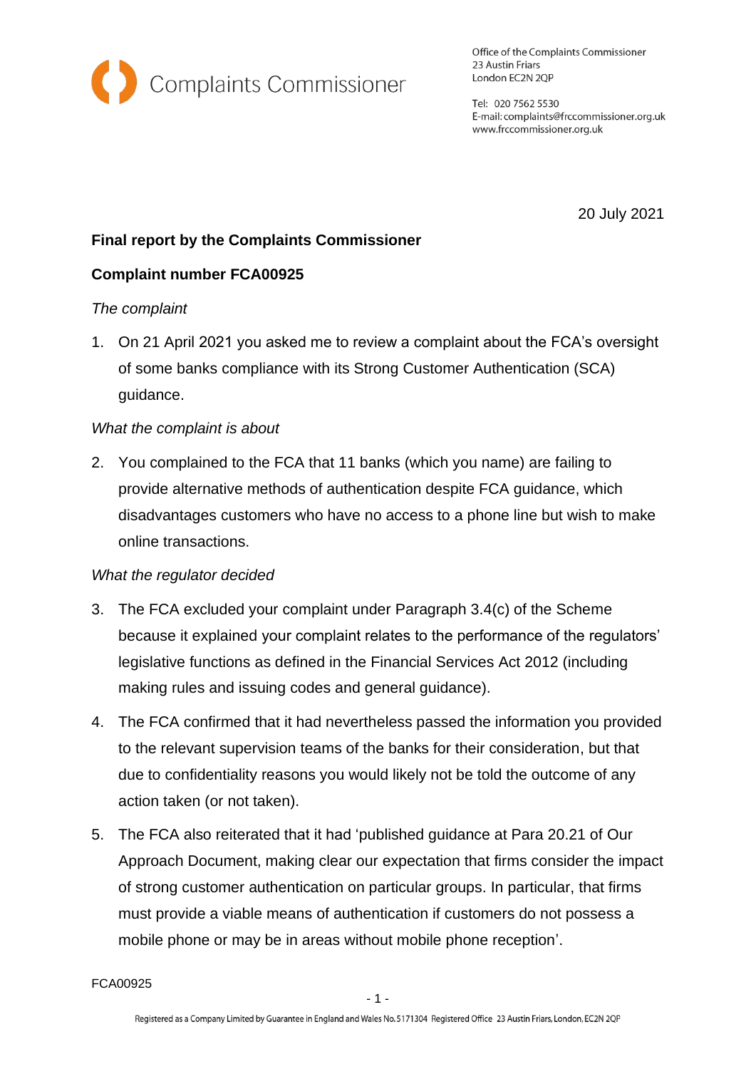Complaints Commissioner

Office of the Complaints Commissioner
23 Austin Friars
London EC2N 2QP

Tel: 020 7562 5530
E-mail: complaints@frccommissioner.org.uk
www.frccommissioner.org.uk

20 July 2021

**Final report by the Complaints Commissioner**

**Complaint number FCA00925**

*The complaint*

1. On 21 April 2021 you asked me to review a complaint about the FCA's oversight of some banks compliance with its Strong Customer Authentication (SCA) guidance.

*What the complaint is about*

2. You complained to the FCA that 11 banks (which you name) are failing to provide alternative methods of authentication despite FCA guidance, which disadvantages customers who have no access to a phone line but wish to make online transactions.

*What the regulator decided*

3. The FCA excluded your complaint under Paragraph 3.4(c) of the Scheme because it explained your complaint relates to the performance of the regulators' legislative functions as defined in the Financial Services Act 2012 (including making rules and issuing codes and general guidance).

4. The FCA confirmed that it had nevertheless passed the information you provided to the relevant supervision teams of the banks for their consideration, but that due to confidentiality reasons you would likely not be told the outcome of any action taken (or not taken).

5. The FCA also reiterated that it had 'published guidance at Para 20.21 of Our Approach Document, making clear our expectation that firms consider the impact of strong customer authentication on particular groups. In particular, that firms must provide a viable means of authentication if customers do not possess a mobile phone or may be in areas without mobile phone reception'.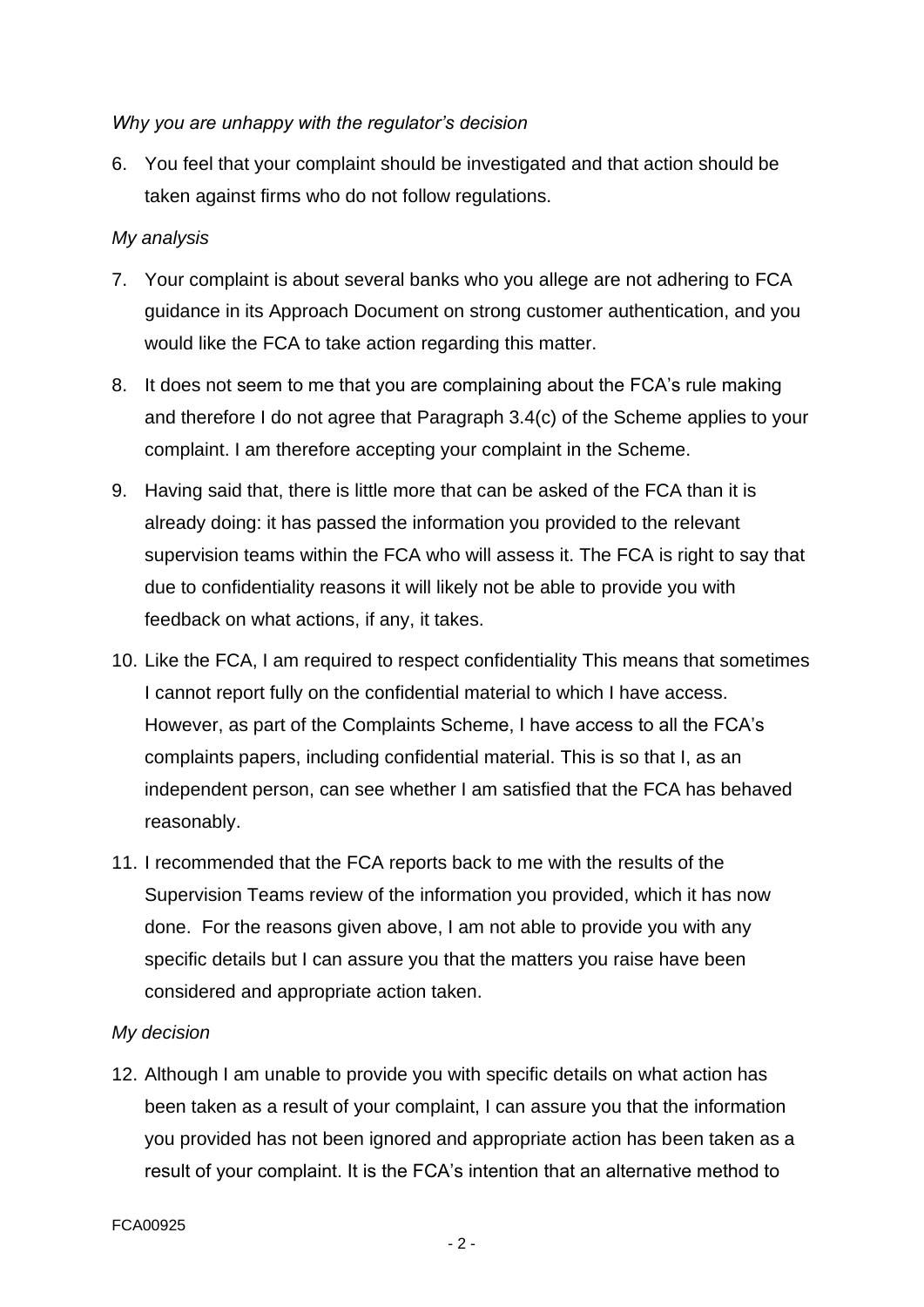*Why you are unhappy with the regulator's decision*

6. You feel that your complaint should be investigated and that action should be taken against firms who do not follow regulations.

*My analysis*

7. Your complaint is about several banks who you allege are not adhering to FCA guidance in its Approach Document on strong customer authentication, and you would like the FCA to take action regarding this matter.

8. It does not seem to me that you are complaining about the FCA's rule making and therefore I do not agree that Paragraph 3.4(c) of the Scheme applies to your complaint. I am therefore accepting your complaint in the Scheme.

9. Having said that, there is little more that can be asked of the FCA than it is already doing: it has passed the information you provided to the relevant supervision teams within the FCA who will assess it. The FCA is right to say that due to confidentiality reasons it will likely not be able to provide you with feedback on what actions, if any, it takes.

10. Like the FCA, I am required to respect confidentiality This means that sometimes I cannot report fully on the confidential material to which I have access. However, as part of the Complaints Scheme, I have access to all the FCA's complaints papers, including confidential material. This is so that I, as an independent person, can see whether I am satisfied that the FCA has behaved reasonably.

11. I recommended that the FCA reports back to me with the results of the Supervision Teams review of the information you provided, which it has now done. For the reasons given above, I am not able to provide you with any specific details but I can assure you that the matters you raise have been considered and appropriate action taken.

*My decision*

12. Although I am unable to provide you with specific details on what action has been taken as a result of your complaint, I can assure you that the information you provided has not been ignored and appropriate action has been taken as a result of your complaint. It is the FCA's intention that an alternative method to

FCA00925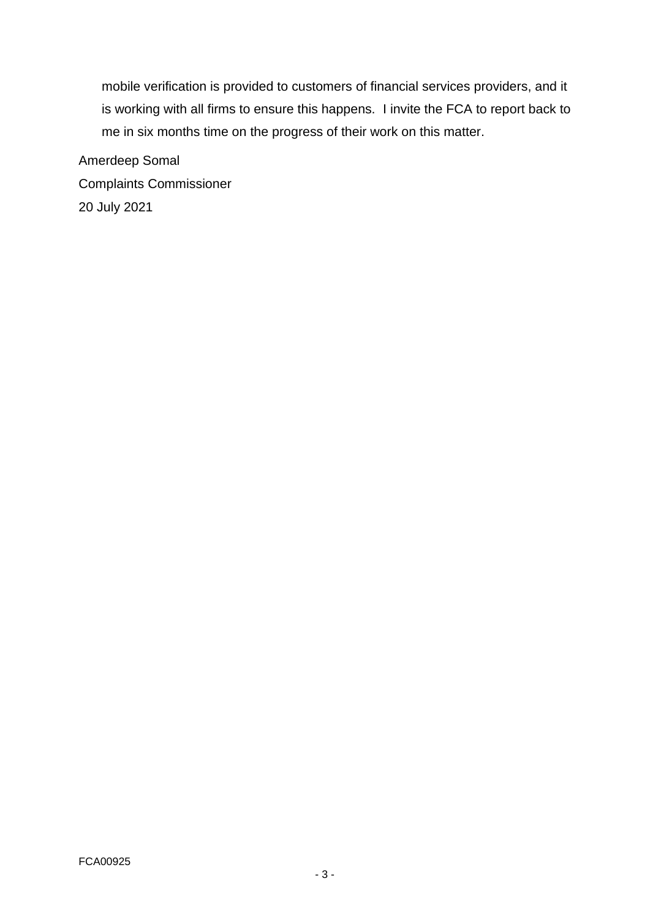mobile verification is provided to customers of financial services providers, and it is working with all firms to ensure this happens. I invite the FCA to report back to me in six months time on the progress of their work on this matter.

Amerdeep Somal

Complaints Commissioner

20 July 2021

FCA00925